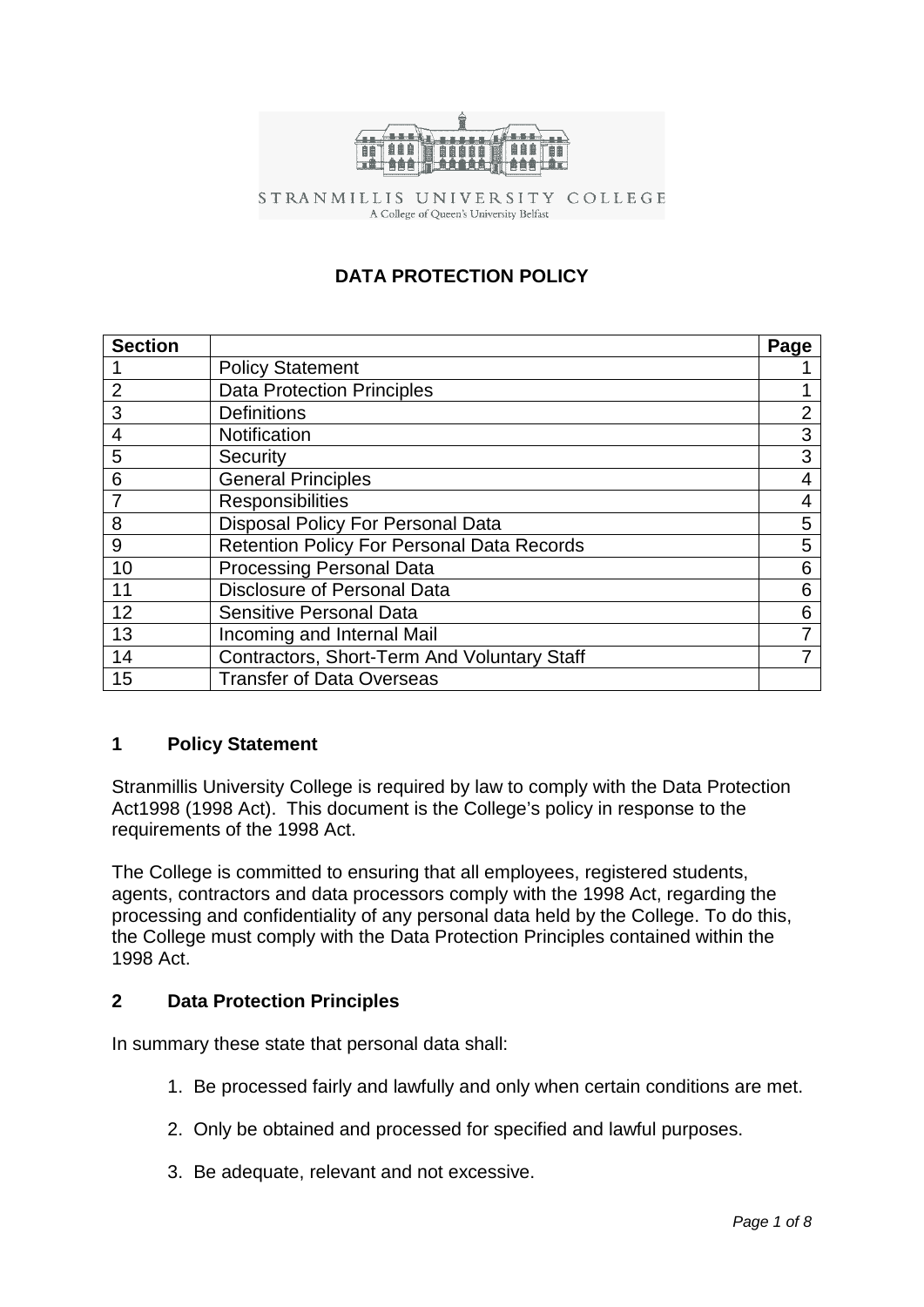STRANMILLIS UNIVERSITY COLLEGE
A College of Queen's University Belfast

# DATA PROTECTION POLICY

| Section | | Page |
|---|---|---|
| 1 | Policy Statement | 1 |
| 2 | Data Protection Principles | 1 |
| 3 | Definitions | 2 |
| 4 | Notification | 3 |
| 5 | Security | 3 |
| 6 | General Principles | 4 |
| 7 | Responsibilities | 4 |
| 8 | Disposal Policy For Personal Data | 5 |
| 9 | Retention Policy For Personal Data Records | 5 |
| 10 | Processing Personal Data | 6 |
| 11 | Disclosure of Personal Data | 6 |
| 12 | Sensitive Personal Data | 6 |
| 13 | Incoming and Internal Mail | 7 |
| 14 | Contractors, Short-Term And Voluntary Staff | 7 |
| 15 | Transfer of Data Overseas | |

## 1 Policy Statement

Stranmillis University College is required by law to comply with the Data Protection Act1998 (1998 Act). This document is the College's policy in response to the requirements of the 1998 Act.

The College is committed to ensuring that all employees, registered students, agents, contractors and data processors comply with the 1998 Act, regarding the processing and confidentiality of any personal data held by the College. To do this, the College must comply with the Data Protection Principles contained within the 1998 Act.

## 2 Data Protection Principles

In summary these state that personal data shall:

1. Be processed fairly and lawfully and only when certain conditions are met.

2. Only be obtained and processed for specified and lawful purposes.

3. Be adequate, relevant and not excessive.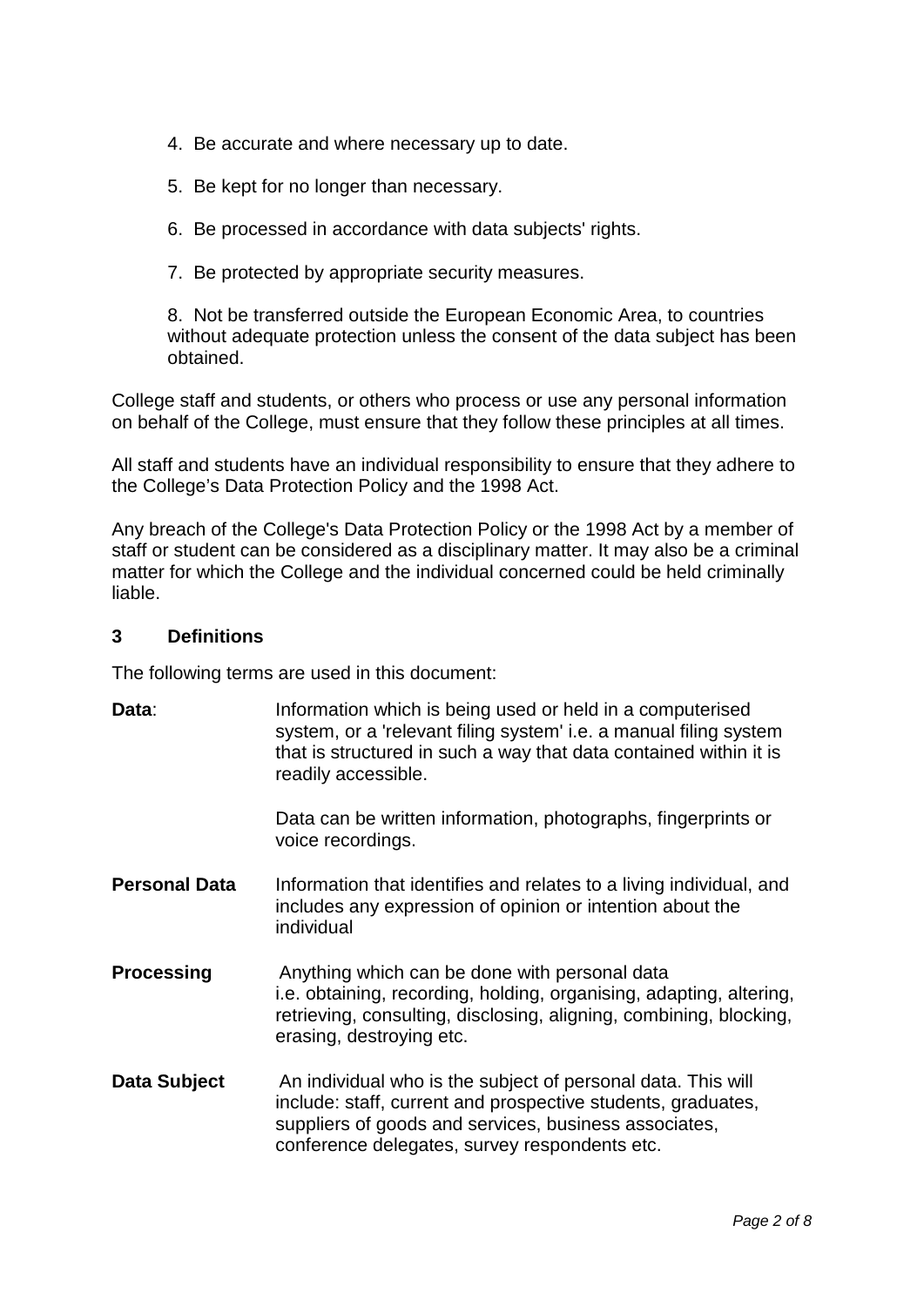4. Be accurate and where necessary up to date.

5. Be kept for no longer than necessary.

6. Be processed in accordance with data subjects' rights.

7. Be protected by appropriate security measures.

8. Not be transferred outside the European Economic Area, to countries without adequate protection unless the consent of the data subject has been obtained.

College staff and students, or others who process or use any personal information on behalf of the College, must ensure that they follow these principles at all times.

All staff and students have an individual responsibility to ensure that they adhere to the College's Data Protection Policy and the 1998 Act.

Any breach of the College's Data Protection Policy or the 1998 Act by a member of staff or student can be considered as a disciplinary matter. It may also be a criminal matter for which the College and the individual concerned could be held criminally liable.

## 3 Definitions

The following terms are used in this document:

**Data**: Information which is being used or held in a computerised system, or a 'relevant filing system' i.e. a manual filing system that is structured in such a way that data contained within it is readily accessible.

Data can be written information, photographs, fingerprints or voice recordings.

**Personal Data** Information that identifies and relates to a living individual, and includes any expression of opinion or intention about the individual

**Processing** Anything which can be done with personal data i.e. obtaining, recording, holding, organising, adapting, altering, retrieving, consulting, disclosing, aligning, combining, blocking, erasing, destroying etc.

**Data Subject** An individual who is the subject of personal data. This will include: staff, current and prospective students, graduates, suppliers of goods and services, business associates, conference delegates, survey respondents etc.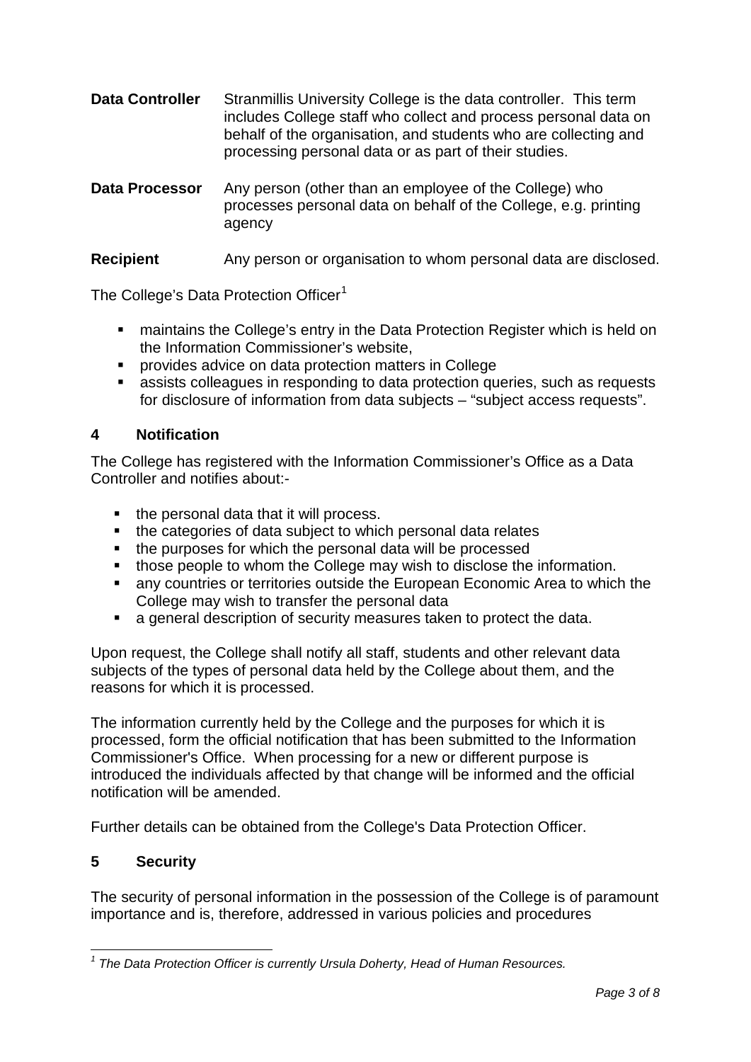**Data Controller** Stranmillis University College is the data controller. This term includes College staff who collect and process personal data on behalf of the organisation, and students who are collecting and processing personal data or as part of their studies.

**Data Processor** Any person (other than an employee of the College) who processes personal data on behalf of the College, e.g. printing agency

**Recipient** Any person or organisation to whom personal data are disclosed.

The College's Data Protection Officer[1]

- maintains the College's entry in the Data Protection Register which is held on the Information Commissioner's website,
- provides advice on data protection matters in College
- assists colleagues in responding to data protection queries, such as requests for disclosure of information from data subjects – "subject access requests".

## 4 Notification

The College has registered with the Information Commissioner's Office as a Data Controller and notifies about:-

- the personal data that it will process.
- the categories of data subject to which personal data relates
- the purposes for which the personal data will be processed
- those people to whom the College may wish to disclose the information.
- any countries or territories outside the European Economic Area to which the College may wish to transfer the personal data
- a general description of security measures taken to protect the data.

Upon request, the College shall notify all staff, students and other relevant data subjects of the types of personal data held by the College about them, and the reasons for which it is processed.

The information currently held by the College and the purposes for which it is processed, form the official notification that has been submitted to the Information Commissioner's Office. When processing for a new or different purpose is introduced the individuals affected by that change will be informed and the official notification will be amended.

Further details can be obtained from the College's Data Protection Officer.

## 5 Security

The security of personal information in the possession of the College is of paramount importance and is, therefore, addressed in various policies and procedures

---

[1] *The Data Protection Officer is currently Ursula Doherty, Head of Human Resources.*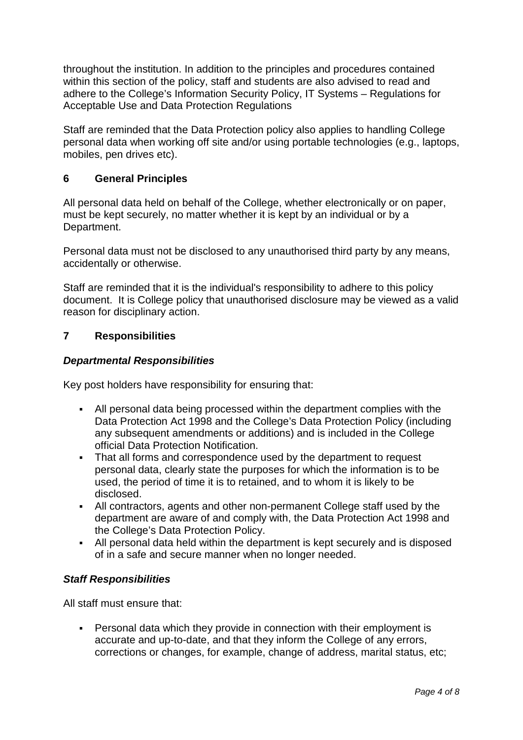throughout the institution. In addition to the principles and procedures contained within this section of the policy, staff and students are also advised to read and adhere to the College's Information Security Policy, IT Systems – Regulations for Acceptable Use and Data Protection Regulations

Staff are reminded that the Data Protection policy also applies to handling College personal data when working off site and/or using portable technologies (e.g., laptops, mobiles, pen drives etc).

## 6 General Principles

All personal data held on behalf of the College, whether electronically or on paper, must be kept securely, no matter whether it is kept by an individual or by a Department.

Personal data must not be disclosed to any unauthorised third party by any means, accidentally or otherwise.

Staff are reminded that it is the individual's responsibility to adhere to this policy document. It is College policy that unauthorised disclosure may be viewed as a valid reason for disciplinary action.

## 7 Responsibilities

### *Departmental Responsibilities*

Key post holders have responsibility for ensuring that:

- All personal data being processed within the department complies with the Data Protection Act 1998 and the College's Data Protection Policy (including any subsequent amendments or additions) and is included in the College official Data Protection Notification.
- That all forms and correspondence used by the department to request personal data, clearly state the purposes for which the information is to be used, the period of time it is to retained, and to whom it is likely to be disclosed.
- All contractors, agents and other non-permanent College staff used by the department are aware of and comply with, the Data Protection Act 1998 and the College's Data Protection Policy.
- All personal data held within the department is kept securely and is disposed of in a safe and secure manner when no longer needed.

### *Staff Responsibilities*

All staff must ensure that:

- Personal data which they provide in connection with their employment is accurate and up-to-date, and that they inform the College of any errors, corrections or changes, for example, change of address, marital status, etc;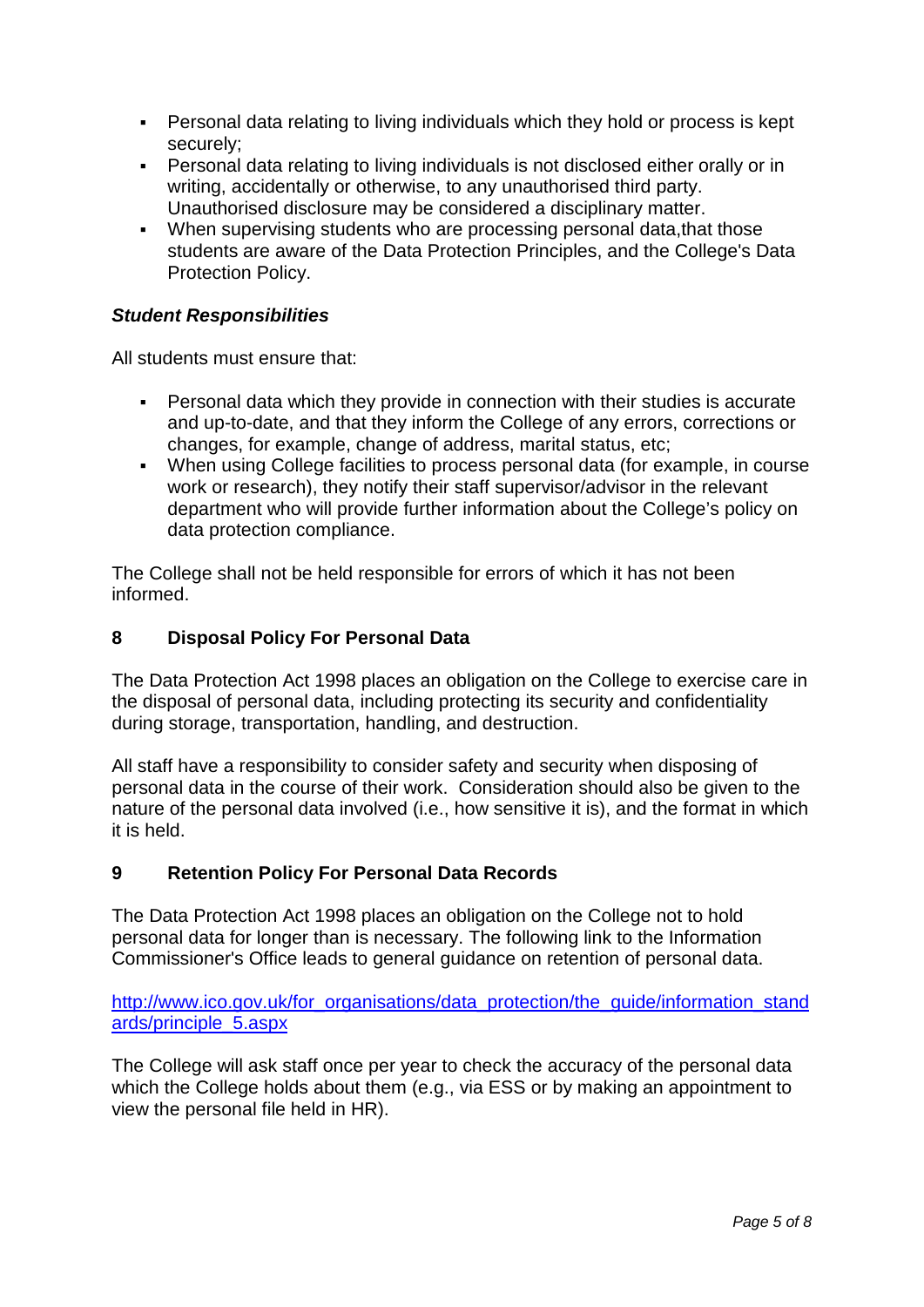- Personal data relating to living individuals which they hold or process is kept securely;
- Personal data relating to living individuals is not disclosed either orally or in writing, accidentally or otherwise, to any unauthorised third party. Unauthorised disclosure may be considered a disciplinary matter.
- When supervising students who are processing personal data,that those students are aware of the Data Protection Principles, and the College's Data Protection Policy.

***Student Responsibilities***

All students must ensure that:

- Personal data which they provide in connection with their studies is accurate and up-to-date, and that they inform the College of any errors, corrections or changes, for example, change of address, marital status, etc;
- When using College facilities to process personal data (for example, in course work or research), they notify their staff supervisor/advisor in the relevant department who will provide further information about the College's policy on data protection compliance.

The College shall not be held responsible for errors of which it has not been informed.

## 8 Disposal Policy For Personal Data

The Data Protection Act 1998 places an obligation on the College to exercise care in the disposal of personal data, including protecting its security and confidentiality during storage, transportation, handling, and destruction.

All staff have a responsibility to consider safety and security when disposing of personal data in the course of their work. Consideration should also be given to the nature of the personal data involved (i.e., how sensitive it is), and the format in which it is held.

## 9 Retention Policy For Personal Data Records

The Data Protection Act 1998 places an obligation on the College not to hold personal data for longer than is necessary. The following link to the Information Commissioner's Office leads to general guidance on retention of personal data.

[http://www.ico.gov.uk/for_organisations/data_protection/the_guide/information_standards/principle_5.aspx](http://www.ico.gov.uk/for_organisations/data_protection/the_guide/information_standards/principle_5.aspx)

The College will ask staff once per year to check the accuracy of the personal data which the College holds about them (e.g., via ESS or by making an appointment to view the personal file held in HR).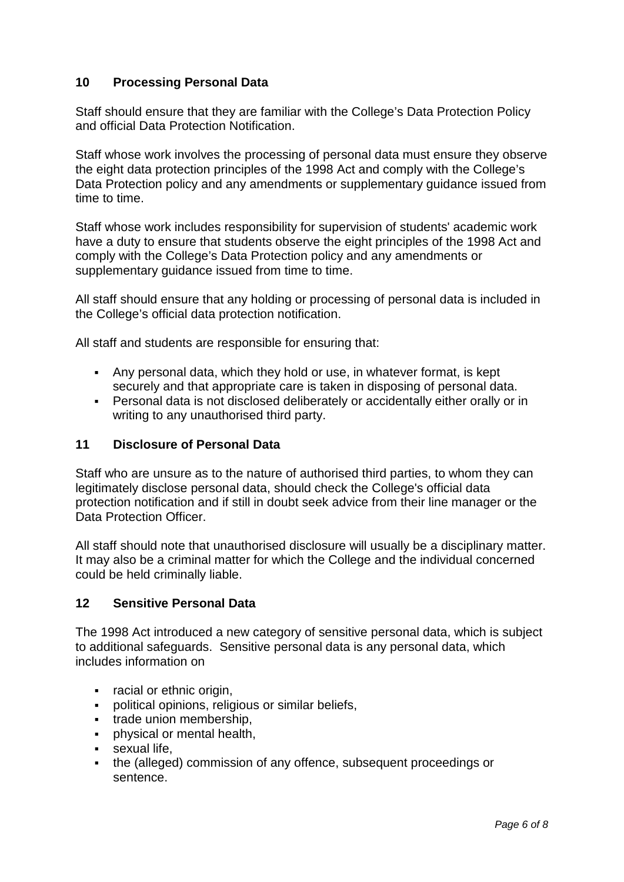## 10 Processing Personal Data

Staff should ensure that they are familiar with the College's Data Protection Policy and official Data Protection Notification.

Staff whose work involves the processing of personal data must ensure they observe the eight data protection principles of the 1998 Act and comply with the College's Data Protection policy and any amendments or supplementary guidance issued from time to time.

Staff whose work includes responsibility for supervision of students' academic work have a duty to ensure that students observe the eight principles of the 1998 Act and comply with the College's Data Protection policy and any amendments or supplementary guidance issued from time to time.

All staff should ensure that any holding or processing of personal data is included in the College's official data protection notification.

All staff and students are responsible for ensuring that:

- Any personal data, which they hold or use, in whatever format, is kept securely and that appropriate care is taken in disposing of personal data.
- Personal data is not disclosed deliberately or accidentally either orally or in writing to any unauthorised third party.

## 11 Disclosure of Personal Data

Staff who are unsure as to the nature of authorised third parties, to whom they can legitimately disclose personal data, should check the College's official data protection notification and if still in doubt seek advice from their line manager or the Data Protection Officer.

All staff should note that unauthorised disclosure will usually be a disciplinary matter. It may also be a criminal matter for which the College and the individual concerned could be held criminally liable.

## 12 Sensitive Personal Data

The 1998 Act introduced a new category of sensitive personal data, which is subject to additional safeguards. Sensitive personal data is any personal data, which includes information on

- racial or ethnic origin,
- political opinions, religious or similar beliefs,
- trade union membership,
- physical or mental health,
- sexual life,
- the (alleged) commission of any offence, subsequent proceedings or sentence.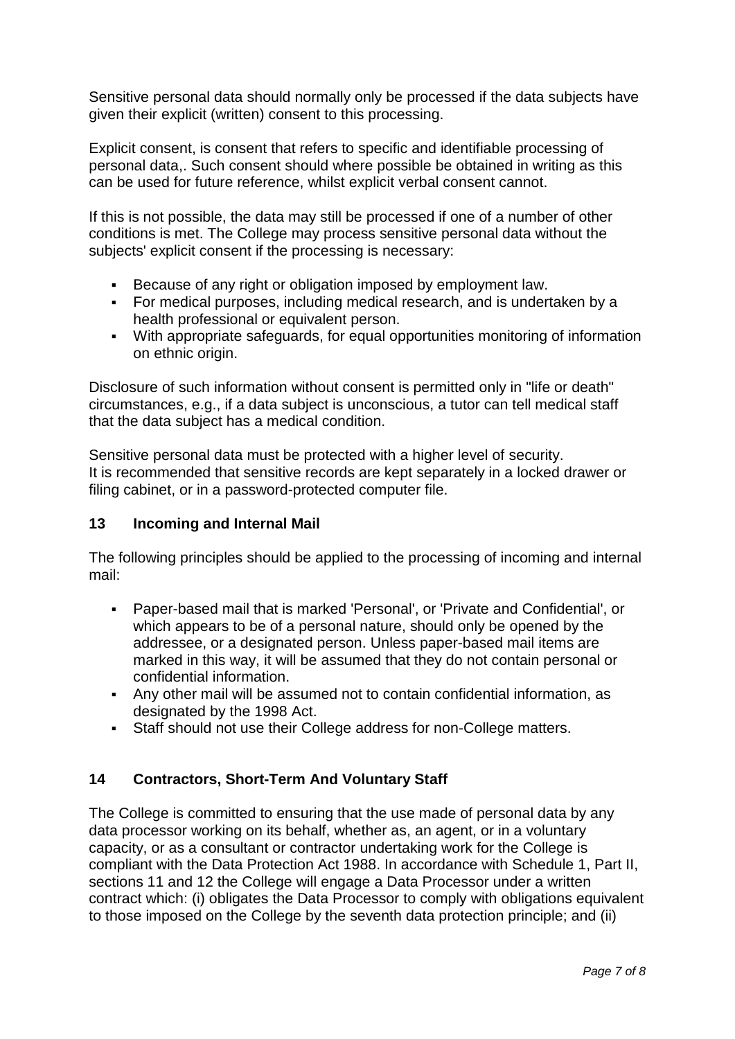Sensitive personal data should normally only be processed if the data subjects have given their explicit (written) consent to this processing.

Explicit consent, is consent that refers to specific and identifiable processing of personal data,. Such consent should where possible be obtained in writing as this can be used for future reference, whilst explicit verbal consent cannot.

If this is not possible, the data may still be processed if one of a number of other conditions is met. The College may process sensitive personal data without the subjects' explicit consent if the processing is necessary:

- Because of any right or obligation imposed by employment law.
- For medical purposes, including medical research, and is undertaken by a health professional or equivalent person.
- With appropriate safeguards, for equal opportunities monitoring of information on ethnic origin.

Disclosure of such information without consent is permitted only in "life or death" circumstances, e.g., if a data subject is unconscious, a tutor can tell medical staff that the data subject has a medical condition.

Sensitive personal data must be protected with a higher level of security.
It is recommended that sensitive records are kept separately in a locked drawer or filing cabinet, or in a password-protected computer file.

## 13 Incoming and Internal Mail

The following principles should be applied to the processing of incoming and internal mail:

- Paper-based mail that is marked 'Personal', or 'Private and Confidential', or which appears to be of a personal nature, should only be opened by the addressee, or a designated person. Unless paper-based mail items are marked in this way, it will be assumed that they do not contain personal or confidential information.
- Any other mail will be assumed not to contain confidential information, as designated by the 1998 Act.
- Staff should not use their College address for non-College matters.

## 14 Contractors, Short-Term And Voluntary Staff

The College is committed to ensuring that the use made of personal data by any data processor working on its behalf, whether as, an agent, or in a voluntary capacity, or as a consultant or contractor undertaking work for the College is compliant with the Data Protection Act 1988. In accordance with Schedule 1, Part II, sections 11 and 12 the College will engage a Data Processor under a written contract which: (i) obligates the Data Processor to comply with obligations equivalent to those imposed on the College by the seventh data protection principle; and (ii)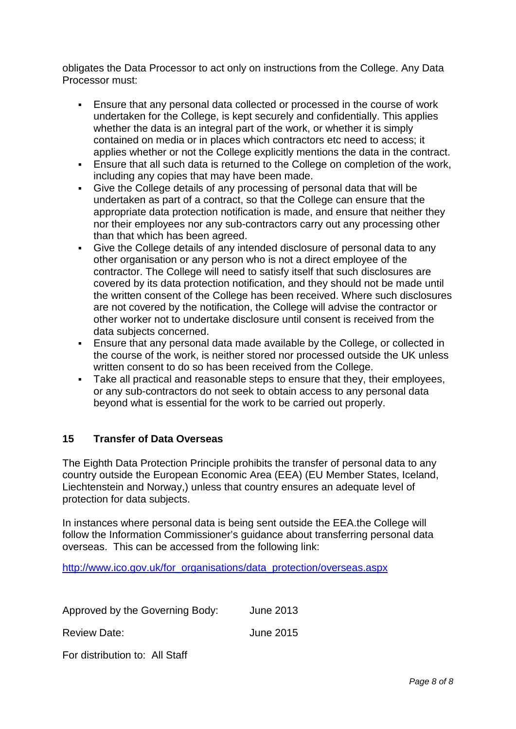obligates the Data Processor to act only on instructions from the College. Any Data Processor must:

- Ensure that any personal data collected or processed in the course of work undertaken for the College, is kept securely and confidentially. This applies whether the data is an integral part of the work, or whether it is simply contained on media or in places which contractors etc need to access; it applies whether or not the College explicitly mentions the data in the contract.
- Ensure that all such data is returned to the College on completion of the work, including any copies that may have been made.
- Give the College details of any processing of personal data that will be undertaken as part of a contract, so that the College can ensure that the appropriate data protection notification is made, and ensure that neither they nor their employees nor any sub-contractors carry out any processing other than that which has been agreed.
- Give the College details of any intended disclosure of personal data to any other organisation or any person who is not a direct employee of the contractor. The College will need to satisfy itself that such disclosures are covered by its data protection notification, and they should not be made until the written consent of the College has been received. Where such disclosures are not covered by the notification, the College will advise the contractor or other worker not to undertake disclosure until consent is received from the data subjects concerned.
- Ensure that any personal data made available by the College, or collected in the course of the work, is neither stored nor processed outside the UK unless written consent to do so has been received from the College.
- Take all practical and reasonable steps to ensure that they, their employees, or any sub-contractors do not seek to obtain access to any personal data beyond what is essential for the work to be carried out properly.

## 15 Transfer of Data Overseas

The Eighth Data Protection Principle prohibits the transfer of personal data to any country outside the European Economic Area (EEA) (EU Member States, Iceland, Liechtenstein and Norway,) unless that country ensures an adequate level of protection for data subjects.

In instances where personal data is being sent outside the EEA.the College will follow the Information Commissioner's guidance about transferring personal data overseas. This can be accessed from the following link:

http://www.ico.gov.uk/for_organisations/data_protection/overseas.aspx

Approved by the Governing Body: June 2013

Review Date: June 2015

For distribution to: All Staff